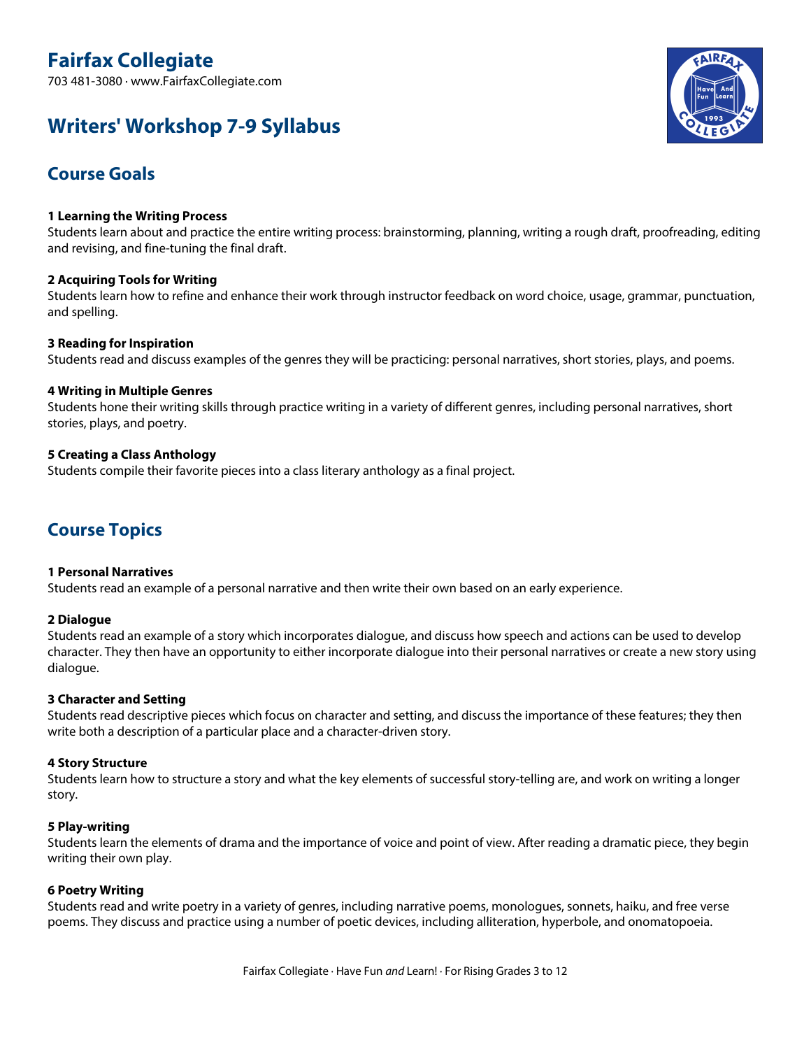# Fairfax Collegiate

703 481-3080 · www.FairfaxCollegiate.com

# Writers' Workshop 7-9 Syllabus

## Course Goals

**1 Learning the Writing Process**
Students learn about and practice the entire writing process: brainstorming, planning, writing a rough draft, proofreading, editing and revising, and fine-tuning the final draft.

**2 Acquiring Tools for Writing**
Students learn how to refine and enhance their work through instructor feedback on word choice, usage, grammar, punctuation, and spelling.

**3 Reading for Inspiration**
Students read and discuss examples of the genres they will be practicing: personal narratives, short stories, plays, and poems.

**4 Writing in Multiple Genres**
Students hone their writing skills through practice writing in a variety of different genres, including personal narratives, short stories, plays, and poetry.

**5 Creating a Class Anthology**
Students compile their favorite pieces into a class literary anthology as a final project.

## Course Topics

**1 Personal Narratives**
Students read an example of a personal narrative and then write their own based on an early experience.

**2 Dialogue**
Students read an example of a story which incorporates dialogue, and discuss how speech and actions can be used to develop character. They then have an opportunity to either incorporate dialogue into their personal narratives or create a new story using dialogue.

**3 Character and Setting**
Students read descriptive pieces which focus on character and setting, and discuss the importance of these features; they then write both a description of a particular place and a character-driven story.

**4 Story Structure**
Students learn how to structure a story and what the key elements of successful story-telling are, and work on writing a longer story.

**5 Play-writing**
Students learn the elements of drama and the importance of voice and point of view. After reading a dramatic piece, they begin writing their own play.

**6 Poetry Writing**
Students read and write poetry in a variety of genres, including narrative poems, monologues, sonnets, haiku, and free verse poems. They discuss and practice using a number of poetic devices, including alliteration, hyperbole, and onomatopoeia.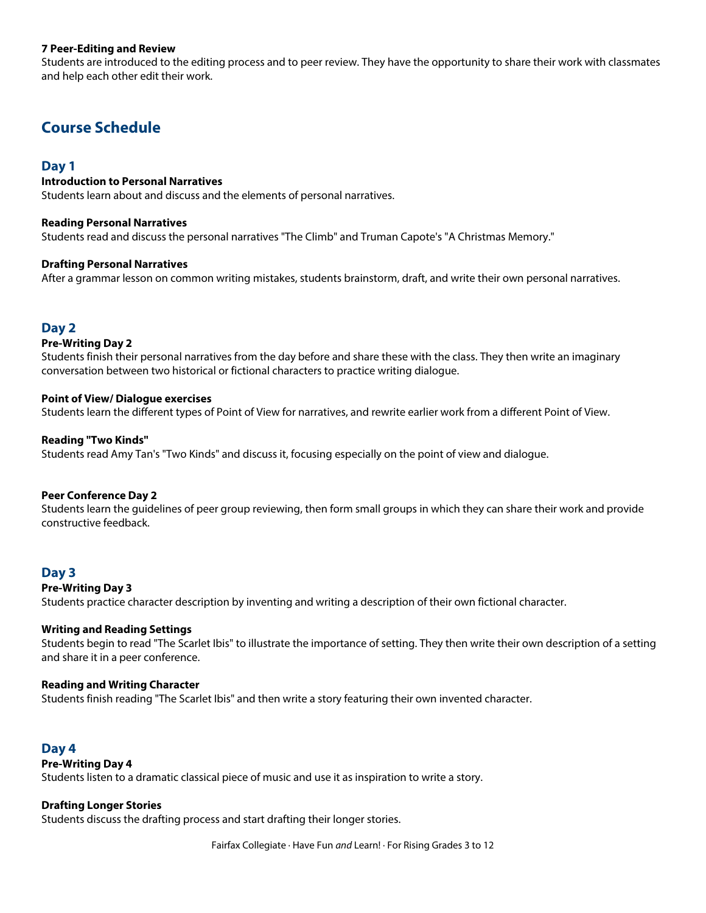**7 Peer-Editing and Review**
Students are introduced to the editing process and to peer review. They have the opportunity to share their work with classmates and help each other edit their work.

## Course Schedule

### Day 1

**Introduction to Personal Narratives**
Students learn about and discuss and the elements of personal narratives.

**Reading Personal Narratives**
Students read and discuss the personal narratives "The Climb" and Truman Capote's "A Christmas Memory."

**Drafting Personal Narratives**
After a grammar lesson on common writing mistakes, students brainstorm, draft, and write their own personal narratives.

### Day 2

**Pre-Writing Day 2**
Students finish their personal narratives from the day before and share these with the class. They then write an imaginary conversation between two historical or fictional characters to practice writing dialogue.

**Point of View/ Dialogue exercises**
Students learn the different types of Point of View for narratives, and rewrite earlier work from a different Point of View.

**Reading "Two Kinds"**
Students read Amy Tan's "Two Kinds" and discuss it, focusing especially on the point of view and dialogue.

**Peer Conference Day 2**
Students learn the guidelines of peer group reviewing, then form small groups in which they can share their work and provide constructive feedback.

### Day 3

**Pre-Writing Day 3**
Students practice character description by inventing and writing a description of their own fictional character.

**Writing and Reading Settings**
Students begin to read "The Scarlet Ibis" to illustrate the importance of setting. They then write their own description of a setting and share it in a peer conference.

**Reading and Writing Character**
Students finish reading "The Scarlet Ibis" and then write a story featuring their own invented character.

### Day 4

**Pre-Writing Day 4**
Students listen to a dramatic classical piece of music and use it as inspiration to write a story.

**Drafting Longer Stories**
Students discuss the drafting process and start drafting their longer stories.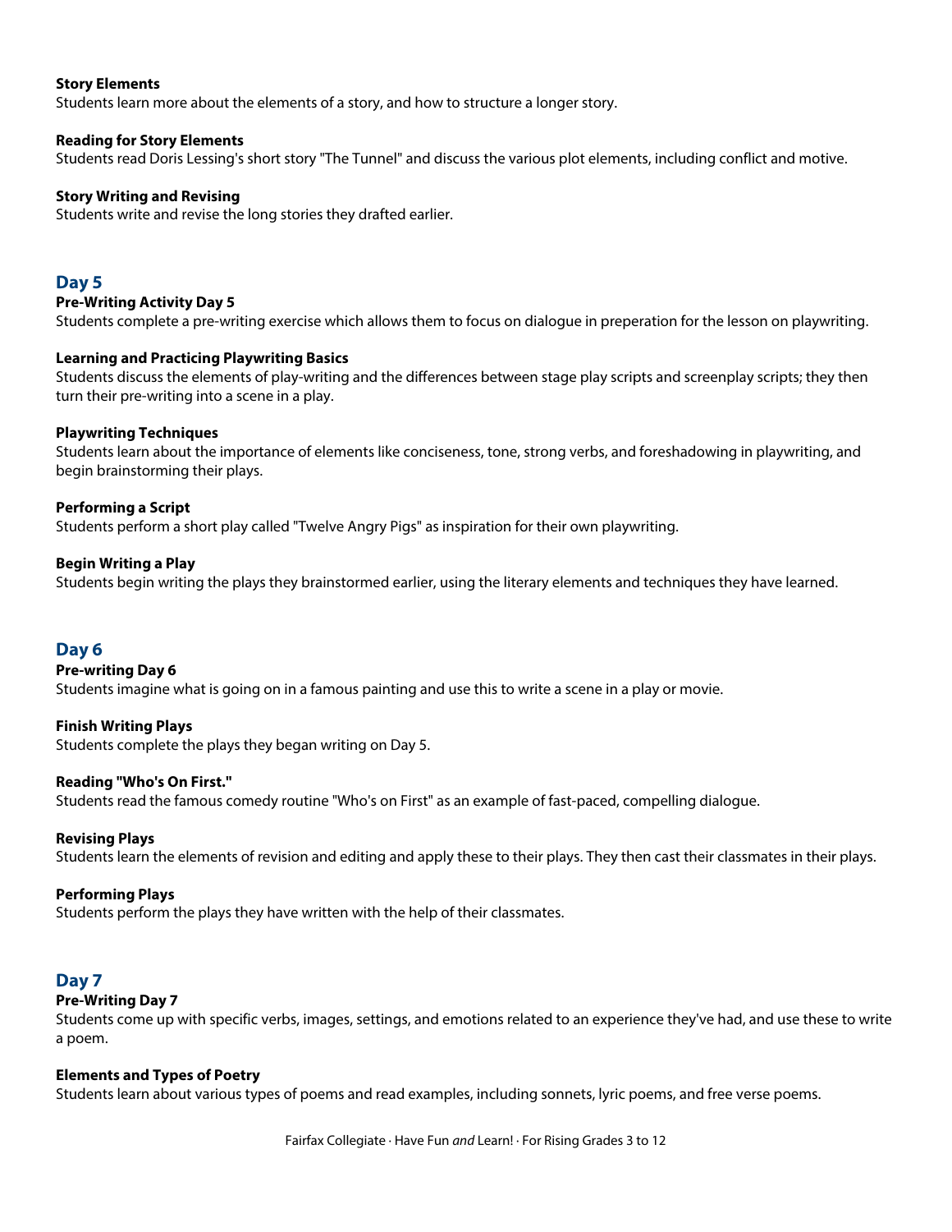**Story Elements**
Students learn more about the elements of a story, and how to structure a longer story.

**Reading for Story Elements**
Students read Doris Lessing's short story "The Tunnel" and discuss the various plot elements, including conflict and motive.

**Story Writing and Revising**
Students write and revise the long stories they drafted earlier.

## Day 5

**Pre-Writing Activity Day 5**
Students complete a pre-writing exercise which allows them to focus on dialogue in preperation for the lesson on playwriting.

**Learning and Practicing Playwriting Basics**
Students discuss the elements of play-writing and the differences between stage play scripts and screenplay scripts; they then turn their pre-writing into a scene in a play.

**Playwriting Techniques**
Students learn about the importance of elements like conciseness, tone, strong verbs, and foreshadowing in playwriting, and begin brainstorming their plays.

**Performing a Script**
Students perform a short play called "Twelve Angry Pigs" as inspiration for their own playwriting.

**Begin Writing a Play**
Students begin writing the plays they brainstormed earlier, using the literary elements and techniques they have learned.

## Day 6

**Pre-writing Day 6**
Students imagine what is going on in a famous painting and use this to write a scene in a play or movie.

**Finish Writing Plays**
Students complete the plays they began writing on Day 5.

**Reading "Who's On First."**
Students read the famous comedy routine "Who's on First" as an example of fast-paced, compelling dialogue.

**Revising Plays**
Students learn the elements of revision and editing and apply these to their plays. They then cast their classmates in their plays.

**Performing Plays**
Students perform the plays they have written with the help of their classmates.

## Day 7

**Pre-Writing Day 7**
Students come up with specific verbs, images, settings, and emotions related to an experience they've had, and use these to write a poem.

**Elements and Types of Poetry**
Students learn about various types of poems and read examples, including sonnets, lyric poems, and free verse poems.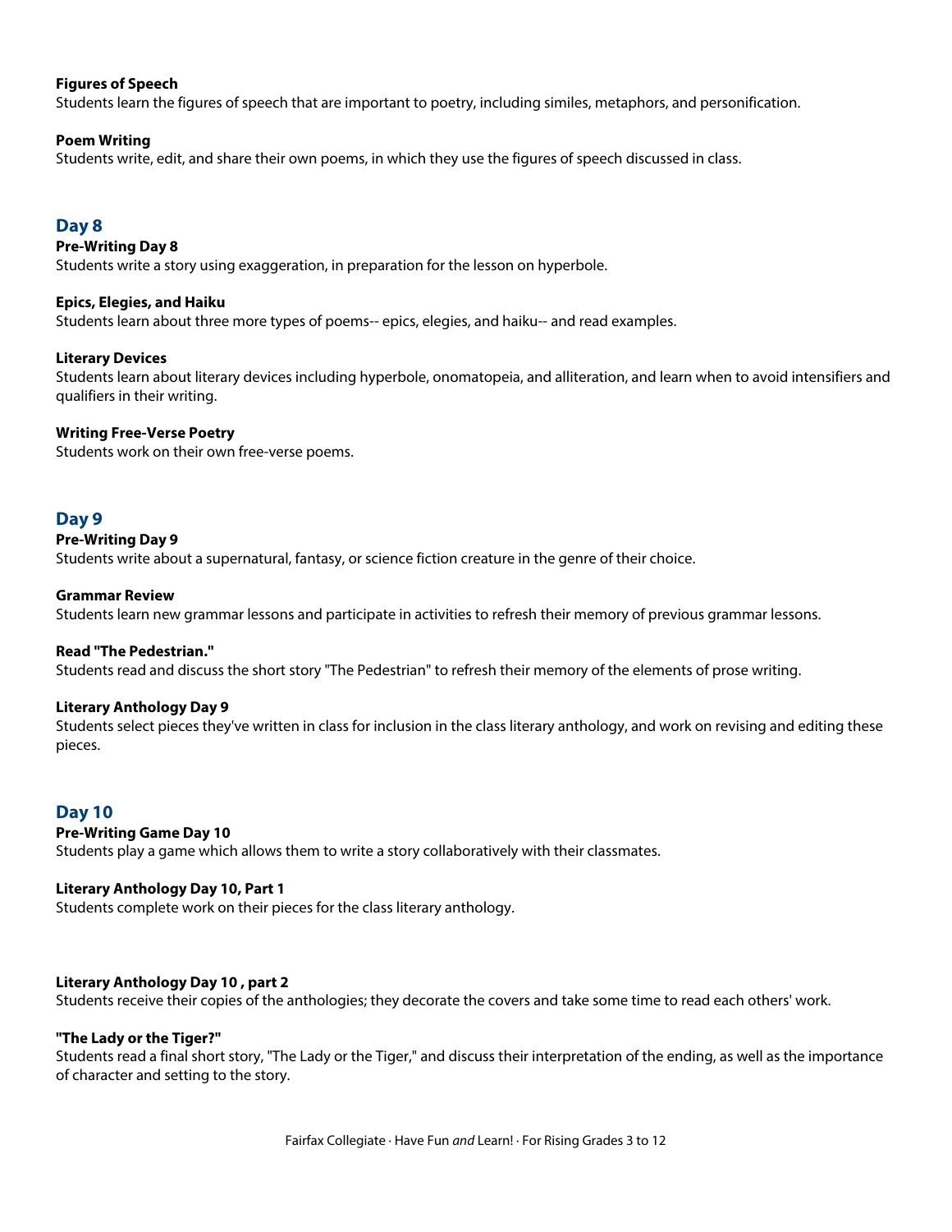**Figures of Speech**
Students learn the figures of speech that are important to poetry, including similes, metaphors, and personification.

**Poem Writing**
Students write, edit, and share their own poems, in which they use the figures of speech discussed in class.

## Day 8

**Pre-Writing Day 8**
Students write a story using exaggeration, in preparation for the lesson on hyperbole.

**Epics, Elegies, and Haiku**
Students learn about three more types of poems-- epics, elegies, and haiku-- and read examples.

**Literary Devices**
Students learn about literary devices including hyperbole, onomatopeia, and alliteration, and learn when to avoid intensifiers and qualifiers in their writing.

**Writing Free-Verse Poetry**
Students work on their own free-verse poems.

## Day 9

**Pre-Writing Day 9**
Students write about a supernatural, fantasy, or science fiction creature in the genre of their choice.

**Grammar Review**
Students learn new grammar lessons and participate in activities to refresh their memory of previous grammar lessons.

**Read "The Pedestrian."**
Students read and discuss the short story "The Pedestrian" to refresh their memory of the elements of prose writing.

**Literary Anthology Day 9**
Students select pieces they've written in class for inclusion in the class literary anthology, and work on revising and editing these pieces.

## Day 10

**Pre-Writing Game Day 10**
Students play a game which allows them to write a story collaboratively with their classmates.

**Literary Anthology Day 10, Part 1**
Students complete work on their pieces for the class literary anthology.

**Literary Anthology Day 10 , part 2**
Students receive their copies of the anthologies; they decorate the covers and take some time to read each others' work.

**"The Lady or the Tiger?"**
Students read a final short story, "The Lady or the Tiger," and discuss their interpretation of the ending, as well as the importance of character and setting to the story.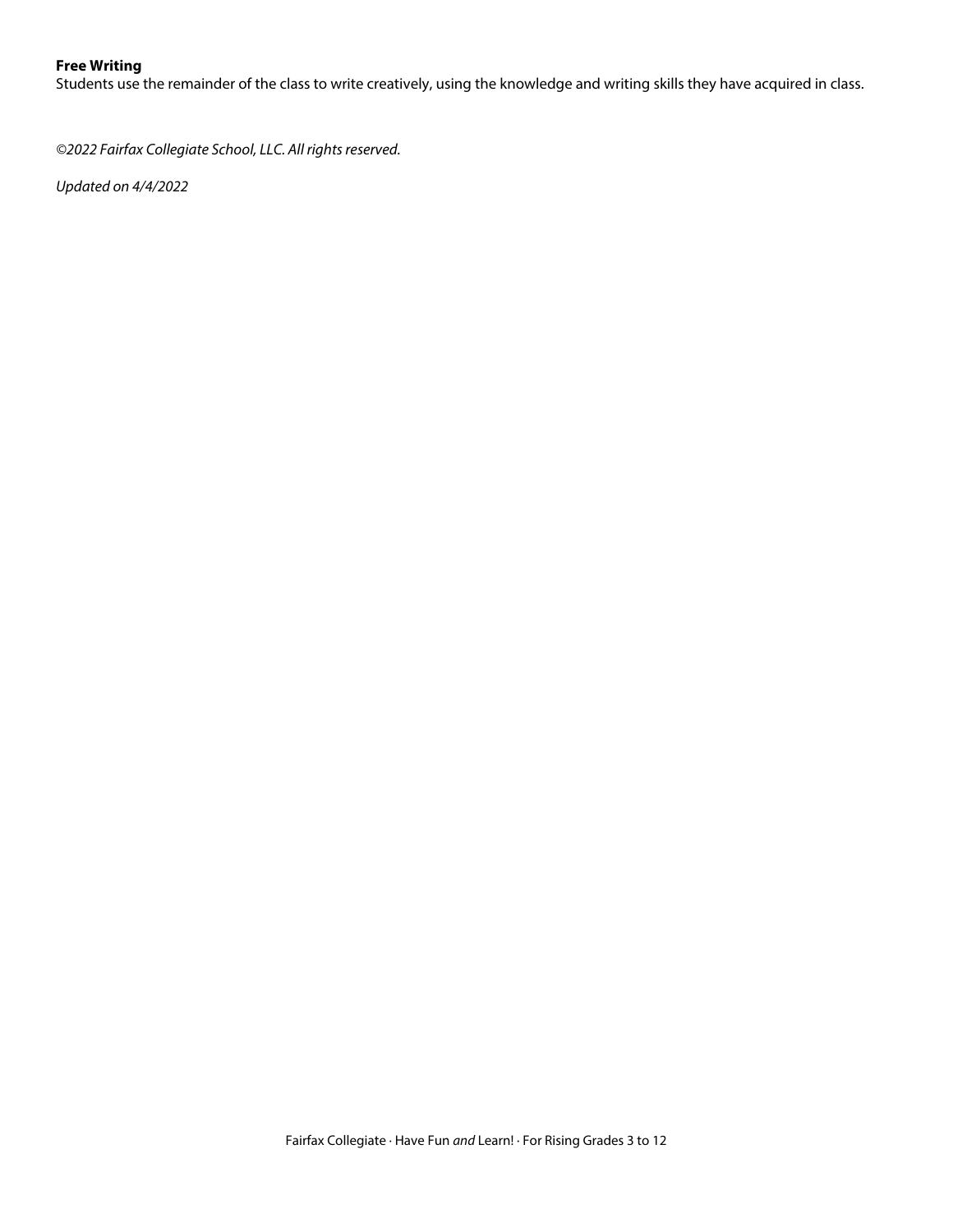**Free Writing**
Students use the remainder of the class to write creatively, using the knowledge and writing skills they have acquired in class.

*©2022 Fairfax Collegiate School, LLC. All rights reserved.*

*Updated on 4/4/2022*